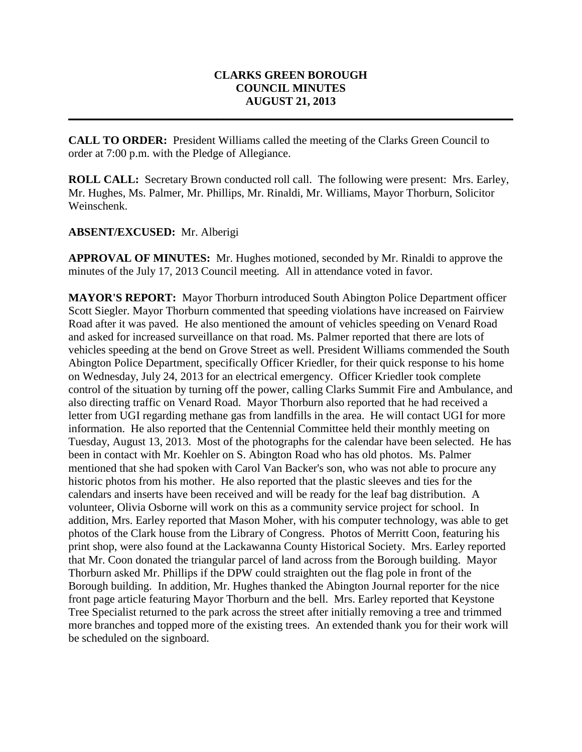# CLARKS GREEN BOROUGH
# COUNCIL MINUTES
# AUGUST 21, 2013

---

**CALL TO ORDER:** President Williams called the meeting of the Clarks Green Council to order at 7:00 p.m. with the Pledge of Allegiance.

**ROLL CALL:** Secretary Brown conducted roll call. The following were present: Mrs. Earley, Mr. Hughes, Ms. Palmer, Mr. Phillips, Mr. Rinaldi, Mr. Williams, Mayor Thorburn, Solicitor Weinschenk.

**ABSENT/EXCUSED:** Mr. Alberigi

**APPROVAL OF MINUTES:** Mr. Hughes motioned, seconded by Mr. Rinaldi to approve the minutes of the July 17, 2013 Council meeting. All in attendance voted in favor.

**MAYOR'S REPORT:** Mayor Thorburn introduced South Abington Police Department officer Scott Siegler. Mayor Thorburn commented that speeding violations have increased on Fairview Road after it was paved. He also mentioned the amount of vehicles speeding on Venard Road and asked for increased surveillance on that road. Ms. Palmer reported that there are lots of vehicles speeding at the bend on Grove Street as well. President Williams commended the South Abington Police Department, specifically Officer Kriedler, for their quick response to his home on Wednesday, July 24, 2013 for an electrical emergency. Officer Kriedler took complete control of the situation by turning off the power, calling Clarks Summit Fire and Ambulance, and also directing traffic on Venard Road. Mayor Thorburn also reported that he had received a letter from UGI regarding methane gas from landfills in the area. He will contact UGI for more information. He also reported that the Centennial Committee held their monthly meeting on Tuesday, August 13, 2013. Most of the photographs for the calendar have been selected. He has been in contact with Mr. Koehler on S. Abington Road who has old photos. Ms. Palmer mentioned that she had spoken with Carol Van Backer's son, who was not able to procure any historic photos from his mother. He also reported that the plastic sleeves and ties for the calendars and inserts have been received and will be ready for the leaf bag distribution. A volunteer, Olivia Osborne will work on this as a community service project for school. In addition, Mrs. Earley reported that Mason Moher, with his computer technology, was able to get photos of the Clark house from the Library of Congress. Photos of Merritt Coon, featuring his print shop, were also found at the Lackawanna County Historical Society. Mrs. Earley reported that Mr. Coon donated the triangular parcel of land across from the Borough building. Mayor Thorburn asked Mr. Phillips if the DPW could straighten out the flag pole in front of the Borough building. In addition, Mr. Hughes thanked the Abington Journal reporter for the nice front page article featuring Mayor Thorburn and the bell. Mrs. Earley reported that Keystone Tree Specialist returned to the park across the street after initially removing a tree and trimmed more branches and topped more of the existing trees. An extended thank you for their work will be scheduled on the signboard.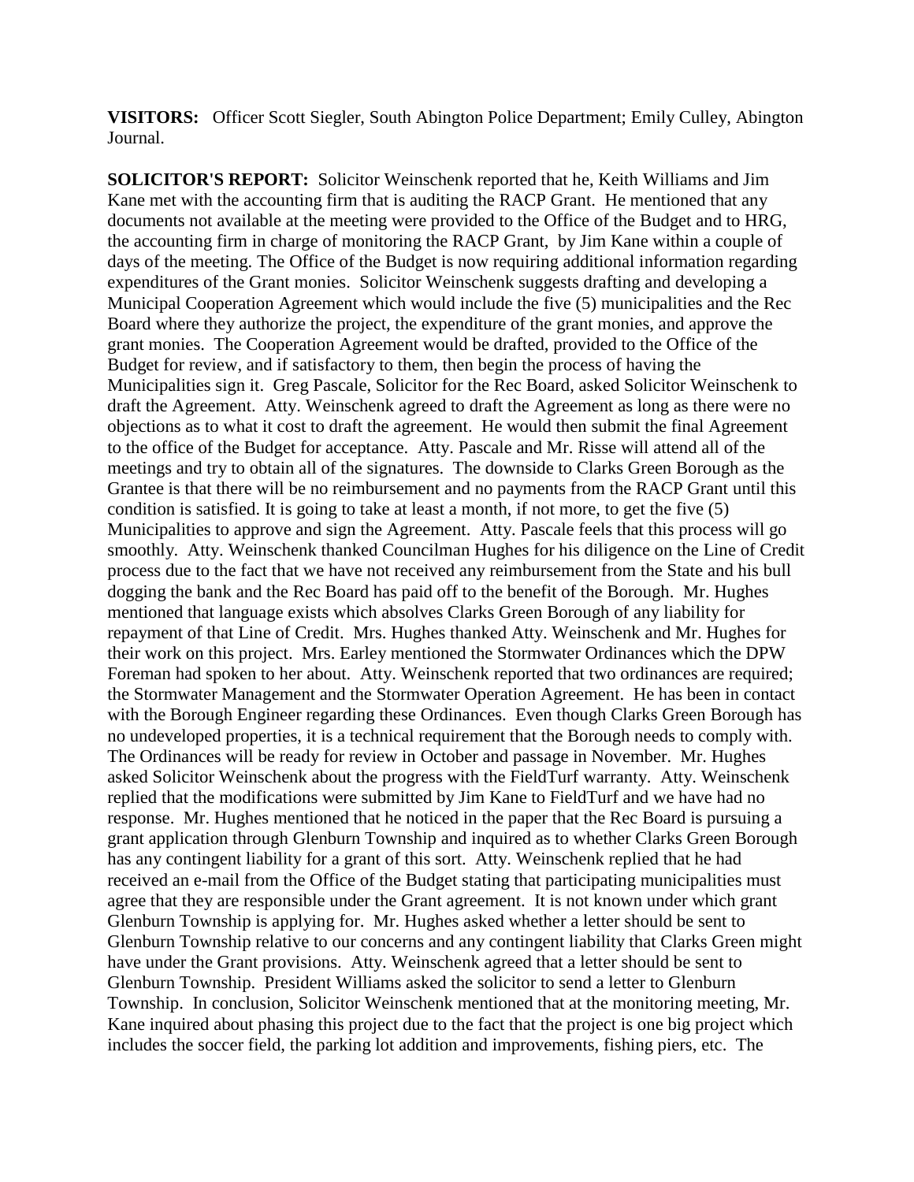**VISITORS:** Officer Scott Siegler, South Abington Police Department; Emily Culley, Abington Journal.

**SOLICITOR'S REPORT:** Solicitor Weinschenk reported that he, Keith Williams and Jim Kane met with the accounting firm that is auditing the RACP Grant. He mentioned that any documents not available at the meeting were provided to the Office of the Budget and to HRG, the accounting firm in charge of monitoring the RACP Grant, by Jim Kane within a couple of days of the meeting. The Office of the Budget is now requiring additional information regarding expenditures of the Grant monies. Solicitor Weinschenk suggests drafting and developing a Municipal Cooperation Agreement which would include the five (5) municipalities and the Rec Board where they authorize the project, the expenditure of the grant monies, and approve the grant monies. The Cooperation Agreement would be drafted, provided to the Office of the Budget for review, and if satisfactory to them, then begin the process of having the Municipalities sign it. Greg Pascale, Solicitor for the Rec Board, asked Solicitor Weinschenk to draft the Agreement. Atty. Weinschenk agreed to draft the Agreement as long as there were no objections as to what it cost to draft the agreement. He would then submit the final Agreement to the office of the Budget for acceptance. Atty. Pascale and Mr. Risse will attend all of the meetings and try to obtain all of the signatures. The downside to Clarks Green Borough as the Grantee is that there will be no reimbursement and no payments from the RACP Grant until this condition is satisfied. It is going to take at least a month, if not more, to get the five (5) Municipalities to approve and sign the Agreement. Atty. Pascale feels that this process will go smoothly. Atty. Weinschenk thanked Councilman Hughes for his diligence on the Line of Credit process due to the fact that we have not received any reimbursement from the State and his bull dogging the bank and the Rec Board has paid off to the benefit of the Borough. Mr. Hughes mentioned that language exists which absolves Clarks Green Borough of any liability for repayment of that Line of Credit. Mrs. Hughes thanked Atty. Weinschenk and Mr. Hughes for their work on this project. Mrs. Earley mentioned the Stormwater Ordinances which the DPW Foreman had spoken to her about. Atty. Weinschenk reported that two ordinances are required; the Stormwater Management and the Stormwater Operation Agreement. He has been in contact with the Borough Engineer regarding these Ordinances. Even though Clarks Green Borough has no undeveloped properties, it is a technical requirement that the Borough needs to comply with. The Ordinances will be ready for review in October and passage in November. Mr. Hughes asked Solicitor Weinschenk about the progress with the FieldTurf warranty. Atty. Weinschenk replied that the modifications were submitted by Jim Kane to FieldTurf and we have had no response. Mr. Hughes mentioned that he noticed in the paper that the Rec Board is pursuing a grant application through Glenburn Township and inquired as to whether Clarks Green Borough has any contingent liability for a grant of this sort. Atty. Weinschenk replied that he had received an e-mail from the Office of the Budget stating that participating municipalities must agree that they are responsible under the Grant agreement. It is not known under which grant Glenburn Township is applying for. Mr. Hughes asked whether a letter should be sent to Glenburn Township relative to our concerns and any contingent liability that Clarks Green might have under the Grant provisions. Atty. Weinschenk agreed that a letter should be sent to Glenburn Township. President Williams asked the solicitor to send a letter to Glenburn Township. In conclusion, Solicitor Weinschenk mentioned that at the monitoring meeting, Mr. Kane inquired about phasing this project due to the fact that the project is one big project which includes the soccer field, the parking lot addition and improvements, fishing piers, etc. The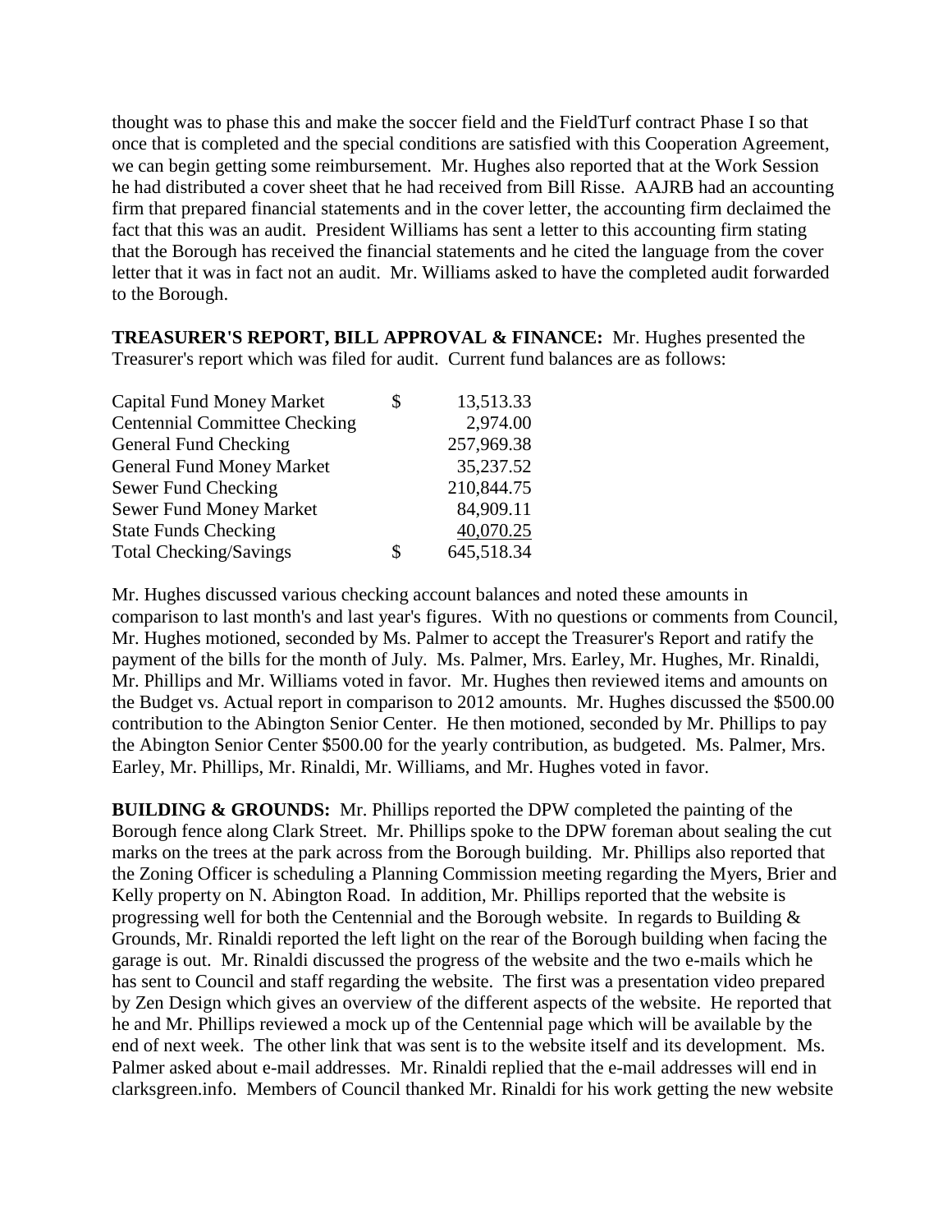thought was to phase this and make the soccer field and the FieldTurf contract Phase I so that once that is completed and the special conditions are satisfied with this Cooperation Agreement, we can begin getting some reimbursement. Mr. Hughes also reported that at the Work Session he had distributed a cover sheet that he had received from Bill Risse. AAJRB had an accounting firm that prepared financial statements and in the cover letter, the accounting firm declaimed the fact that this was an audit. President Williams has sent a letter to this accounting firm stating that the Borough has received the financial statements and he cited the language from the cover letter that it was in fact not an audit. Mr. Williams asked to have the completed audit forwarded to the Borough.

**TREASURER'S REPORT, BILL APPROVAL & FINANCE:** Mr. Hughes presented the Treasurer's report which was filed for audit. Current fund balances are as follows:

| Account | | Balance |
|---|---|---|
| Capital Fund Money Market | $ | 13,513.33 |
| Centennial Committee Checking | | 2,974.00 |
| General Fund Checking | | 257,969.38 |
| General Fund Money Market | | 35,237.52 |
| Sewer Fund Checking | | 210,844.75 |
| Sewer Fund Money Market | | 84,909.11 |
| State Funds Checking | | 40,070.25 |
| Total Checking/Savings | $ | 645,518.34 |

Mr. Hughes discussed various checking account balances and noted these amounts in comparison to last month's and last year's figures. With no questions or comments from Council, Mr. Hughes motioned, seconded by Ms. Palmer to accept the Treasurer's Report and ratify the payment of the bills for the month of July. Ms. Palmer, Mrs. Earley, Mr. Hughes, Mr. Rinaldi, Mr. Phillips and Mr. Williams voted in favor. Mr. Hughes then reviewed items and amounts on the Budget vs. Actual report in comparison to 2012 amounts. Mr. Hughes discussed the $500.00 contribution to the Abington Senior Center. He then motioned, seconded by Mr. Phillips to pay the Abington Senior Center $500.00 for the yearly contribution, as budgeted. Ms. Palmer, Mrs. Earley, Mr. Phillips, Mr. Rinaldi, Mr. Williams, and Mr. Hughes voted in favor.

**BUILDING & GROUNDS:** Mr. Phillips reported the DPW completed the painting of the Borough fence along Clark Street. Mr. Phillips spoke to the DPW foreman about sealing the cut marks on the trees at the park across from the Borough building. Mr. Phillips also reported that the Zoning Officer is scheduling a Planning Commission meeting regarding the Myers, Brier and Kelly property on N. Abington Road. In addition, Mr. Phillips reported that the website is progressing well for both the Centennial and the Borough website. In regards to Building & Grounds, Mr. Rinaldi reported the left light on the rear of the Borough building when facing the garage is out. Mr. Rinaldi discussed the progress of the website and the two e-mails which he has sent to Council and staff regarding the website. The first was a presentation video prepared by Zen Design which gives an overview of the different aspects of the website. He reported that he and Mr. Phillips reviewed a mock up of the Centennial page which will be available by the end of next week. The other link that was sent is to the website itself and its development. Ms. Palmer asked about e-mail addresses. Mr. Rinaldi replied that the e-mail addresses will end in clarksgreen.info. Members of Council thanked Mr. Rinaldi for his work getting the new website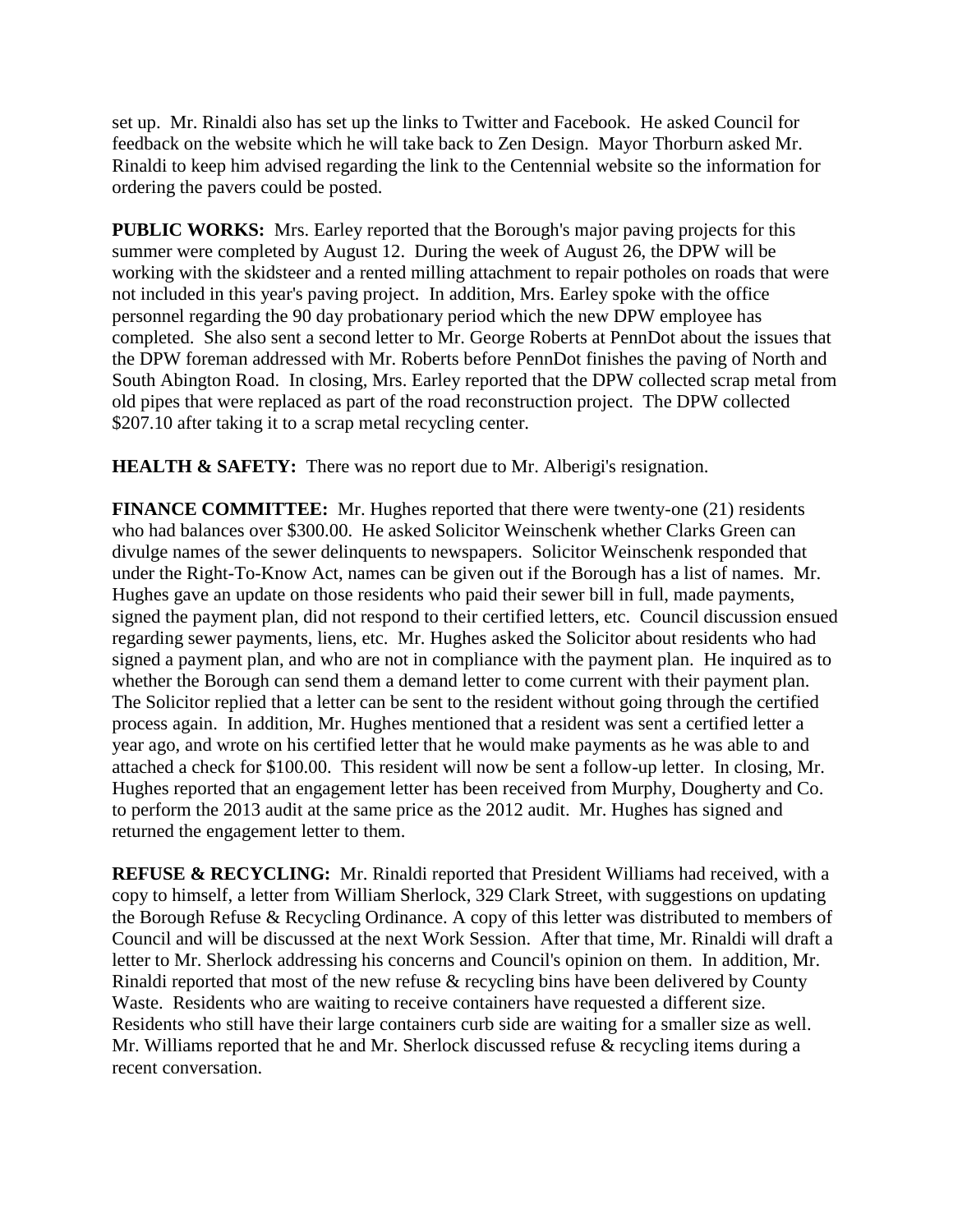set up. Mr. Rinaldi also has set up the links to Twitter and Facebook. He asked Council for feedback on the website which he will take back to Zen Design. Mayor Thorburn asked Mr. Rinaldi to keep him advised regarding the link to the Centennial website so the information for ordering the pavers could be posted.

**PUBLIC WORKS:** Mrs. Earley reported that the Borough's major paving projects for this summer were completed by August 12. During the week of August 26, the DPW will be working with the skidsteer and a rented milling attachment to repair potholes on roads that were not included in this year's paving project. In addition, Mrs. Earley spoke with the office personnel regarding the 90 day probationary period which the new DPW employee has completed. She also sent a second letter to Mr. George Roberts at PennDot about the issues that the DPW foreman addressed with Mr. Roberts before PennDot finishes the paving of North and South Abington Road. In closing, Mrs. Earley reported that the DPW collected scrap metal from old pipes that were replaced as part of the road reconstruction project. The DPW collected $207.10 after taking it to a scrap metal recycling center.

**HEALTH & SAFETY:** There was no report due to Mr. Alberigi's resignation.

**FINANCE COMMITTEE:** Mr. Hughes reported that there were twenty-one (21) residents who had balances over $300.00. He asked Solicitor Weinschenk whether Clarks Green can divulge names of the sewer delinquents to newspapers. Solicitor Weinschenk responded that under the Right-To-Know Act, names can be given out if the Borough has a list of names. Mr. Hughes gave an update on those residents who paid their sewer bill in full, made payments, signed the payment plan, did not respond to their certified letters, etc. Council discussion ensued regarding sewer payments, liens, etc. Mr. Hughes asked the Solicitor about residents who had signed a payment plan, and who are not in compliance with the payment plan. He inquired as to whether the Borough can send them a demand letter to come current with their payment plan. The Solicitor replied that a letter can be sent to the resident without going through the certified process again. In addition, Mr. Hughes mentioned that a resident was sent a certified letter a year ago, and wrote on his certified letter that he would make payments as he was able to and attached a check for $100.00. This resident will now be sent a follow-up letter. In closing, Mr. Hughes reported that an engagement letter has been received from Murphy, Dougherty and Co. to perform the 2013 audit at the same price as the 2012 audit. Mr. Hughes has signed and returned the engagement letter to them.

**REFUSE & RECYCLING:** Mr. Rinaldi reported that President Williams had received, with a copy to himself, a letter from William Sherlock, 329 Clark Street, with suggestions on updating the Borough Refuse & Recycling Ordinance. A copy of this letter was distributed to members of Council and will be discussed at the next Work Session. After that time, Mr. Rinaldi will draft a letter to Mr. Sherlock addressing his concerns and Council's opinion on them. In addition, Mr. Rinaldi reported that most of the new refuse & recycling bins have been delivered by County Waste. Residents who are waiting to receive containers have requested a different size. Residents who still have their large containers curb side are waiting for a smaller size as well. Mr. Williams reported that he and Mr. Sherlock discussed refuse & recycling items during a recent conversation.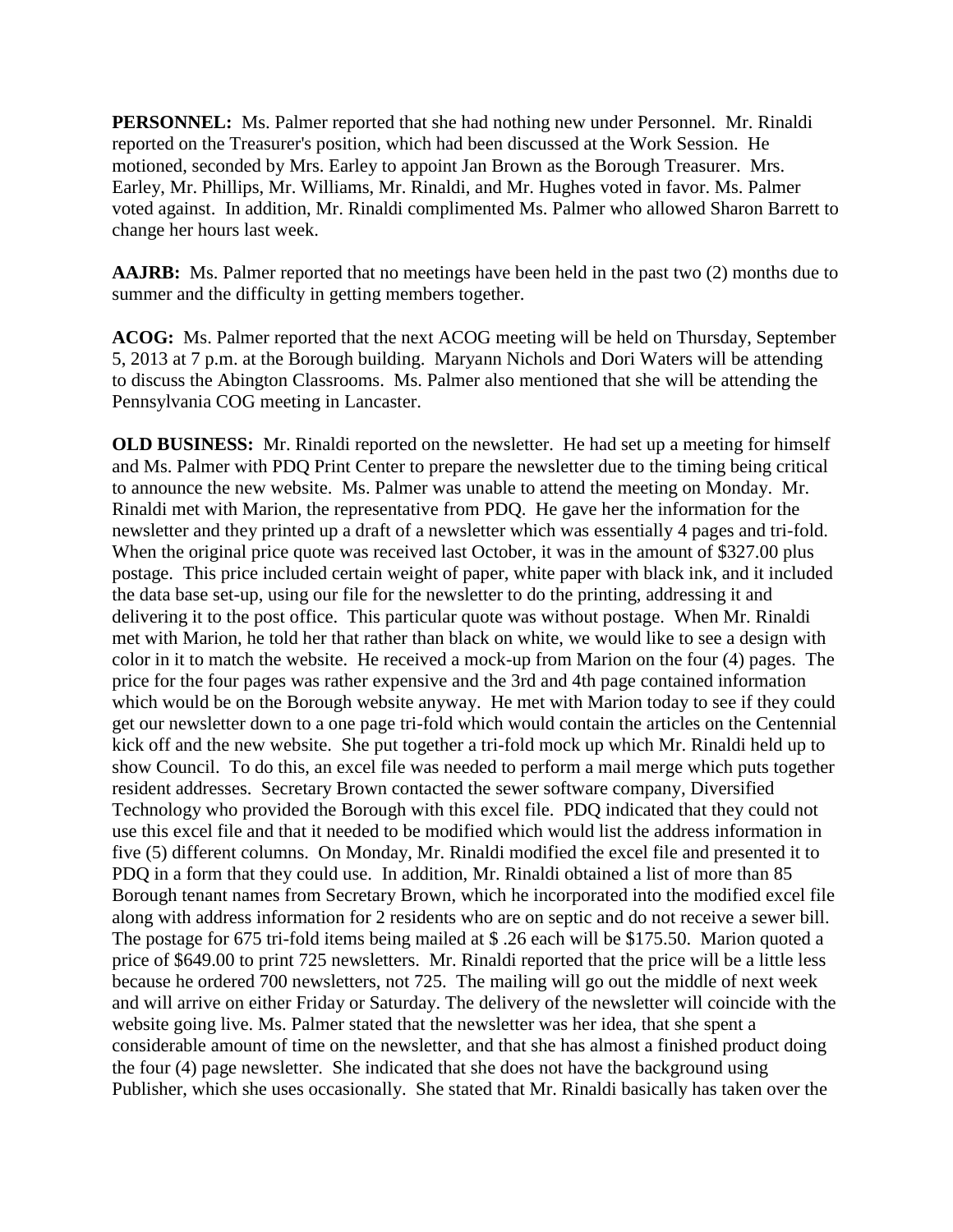**PERSONNEL:** Ms. Palmer reported that she had nothing new under Personnel. Mr. Rinaldi reported on the Treasurer's position, which had been discussed at the Work Session. He motioned, seconded by Mrs. Earley to appoint Jan Brown as the Borough Treasurer. Mrs. Earley, Mr. Phillips, Mr. Williams, Mr. Rinaldi, and Mr. Hughes voted in favor. Ms. Palmer voted against. In addition, Mr. Rinaldi complimented Ms. Palmer who allowed Sharon Barrett to change her hours last week.

**AAJRB:** Ms. Palmer reported that no meetings have been held in the past two (2) months due to summer and the difficulty in getting members together.

**ACOG:** Ms. Palmer reported that the next ACOG meeting will be held on Thursday, September 5, 2013 at 7 p.m. at the Borough building. Maryann Nichols and Dori Waters will be attending to discuss the Abington Classrooms. Ms. Palmer also mentioned that she will be attending the Pennsylvania COG meeting in Lancaster.

**OLD BUSINESS:** Mr. Rinaldi reported on the newsletter. He had set up a meeting for himself and Ms. Palmer with PDQ Print Center to prepare the newsletter due to the timing being critical to announce the new website. Ms. Palmer was unable to attend the meeting on Monday. Mr. Rinaldi met with Marion, the representative from PDQ. He gave her the information for the newsletter and they printed up a draft of a newsletter which was essentially 4 pages and tri-fold. When the original price quote was received last October, it was in the amount of $327.00 plus postage. This price included certain weight of paper, white paper with black ink, and it included the data base set-up, using our file for the newsletter to do the printing, addressing it and delivering it to the post office. This particular quote was without postage. When Mr. Rinaldi met with Marion, he told her that rather than black on white, we would like to see a design with color in it to match the website. He received a mock-up from Marion on the four (4) pages. The price for the four pages was rather expensive and the 3rd and 4th page contained information which would be on the Borough website anyway. He met with Marion today to see if they could get our newsletter down to a one page tri-fold which would contain the articles on the Centennial kick off and the new website. She put together a tri-fold mock up which Mr. Rinaldi held up to show Council. To do this, an excel file was needed to perform a mail merge which puts together resident addresses. Secretary Brown contacted the sewer software company, Diversified Technology who provided the Borough with this excel file. PDQ indicated that they could not use this excel file and that it needed to be modified which would list the address information in five (5) different columns. On Monday, Mr. Rinaldi modified the excel file and presented it to PDQ in a form that they could use. In addition, Mr. Rinaldi obtained a list of more than 85 Borough tenant names from Secretary Brown, which he incorporated into the modified excel file along with address information for 2 residents who are on septic and do not receive a sewer bill. The postage for 675 tri-fold items being mailed at $ .26 each will be $175.50. Marion quoted a price of $649.00 to print 725 newsletters. Mr. Rinaldi reported that the price will be a little less because he ordered 700 newsletters, not 725. The mailing will go out the middle of next week and will arrive on either Friday or Saturday. The delivery of the newsletter will coincide with the website going live. Ms. Palmer stated that the newsletter was her idea, that she spent a considerable amount of time on the newsletter, and that she has almost a finished product doing the four (4) page newsletter. She indicated that she does not have the background using Publisher, which she uses occasionally. She stated that Mr. Rinaldi basically has taken over the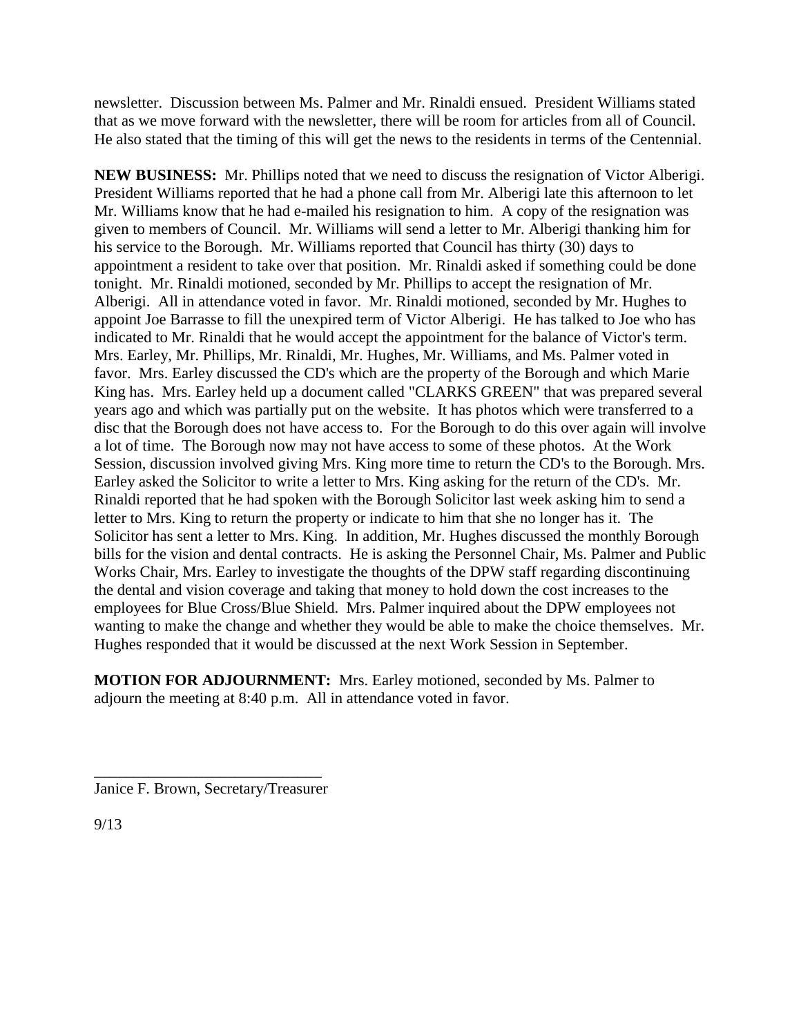newsletter. Discussion between Ms. Palmer and Mr. Rinaldi ensued. President Williams stated that as we move forward with the newsletter, there will be room for articles from all of Council. He also stated that the timing of this will get the news to the residents in terms of the Centennial.

**NEW BUSINESS:** Mr. Phillips noted that we need to discuss the resignation of Victor Alberigi. President Williams reported that he had a phone call from Mr. Alberigi late this afternoon to let Mr. Williams know that he had e-mailed his resignation to him. A copy of the resignation was given to members of Council. Mr. Williams will send a letter to Mr. Alberigi thanking him for his service to the Borough. Mr. Williams reported that Council has thirty (30) days to appointment a resident to take over that position. Mr. Rinaldi asked if something could be done tonight. Mr. Rinaldi motioned, seconded by Mr. Phillips to accept the resignation of Mr. Alberigi. All in attendance voted in favor. Mr. Rinaldi motioned, seconded by Mr. Hughes to appoint Joe Barrasse to fill the unexpired term of Victor Alberigi. He has talked to Joe who has indicated to Mr. Rinaldi that he would accept the appointment for the balance of Victor's term. Mrs. Earley, Mr. Phillips, Mr. Rinaldi, Mr. Hughes, Mr. Williams, and Ms. Palmer voted in favor. Mrs. Earley discussed the CD's which are the property of the Borough and which Marie King has. Mrs. Earley held up a document called "CLARKS GREEN" that was prepared several years ago and which was partially put on the website. It has photos which were transferred to a disc that the Borough does not have access to. For the Borough to do this over again will involve a lot of time. The Borough now may not have access to some of these photos. At the Work Session, discussion involved giving Mrs. King more time to return the CD's to the Borough. Mrs. Earley asked the Solicitor to write a letter to Mrs. King asking for the return of the CD's. Mr. Rinaldi reported that he had spoken with the Borough Solicitor last week asking him to send a letter to Mrs. King to return the property or indicate to him that she no longer has it. The Solicitor has sent a letter to Mrs. King. In addition, Mr. Hughes discussed the monthly Borough bills for the vision and dental contracts. He is asking the Personnel Chair, Ms. Palmer and Public Works Chair, Mrs. Earley to investigate the thoughts of the DPW staff regarding discontinuing the dental and vision coverage and taking that money to hold down the cost increases to the employees for Blue Cross/Blue Shield. Mrs. Palmer inquired about the DPW employees not wanting to make the change and whether they would be able to make the choice themselves. Mr. Hughes responded that it would be discussed at the next Work Session in September.

**MOTION FOR ADJOURNMENT:** Mrs. Earley motioned, seconded by Ms. Palmer to adjourn the meeting at 8:40 p.m. All in attendance voted in favor.

\_\_\_\_\_\_\_\_\_\_\_\_\_\_\_\_\_\_\_\_\_\_\_\_\_\_\_\_\_\_

Janice F. Brown, Secretary/Treasurer

9/13